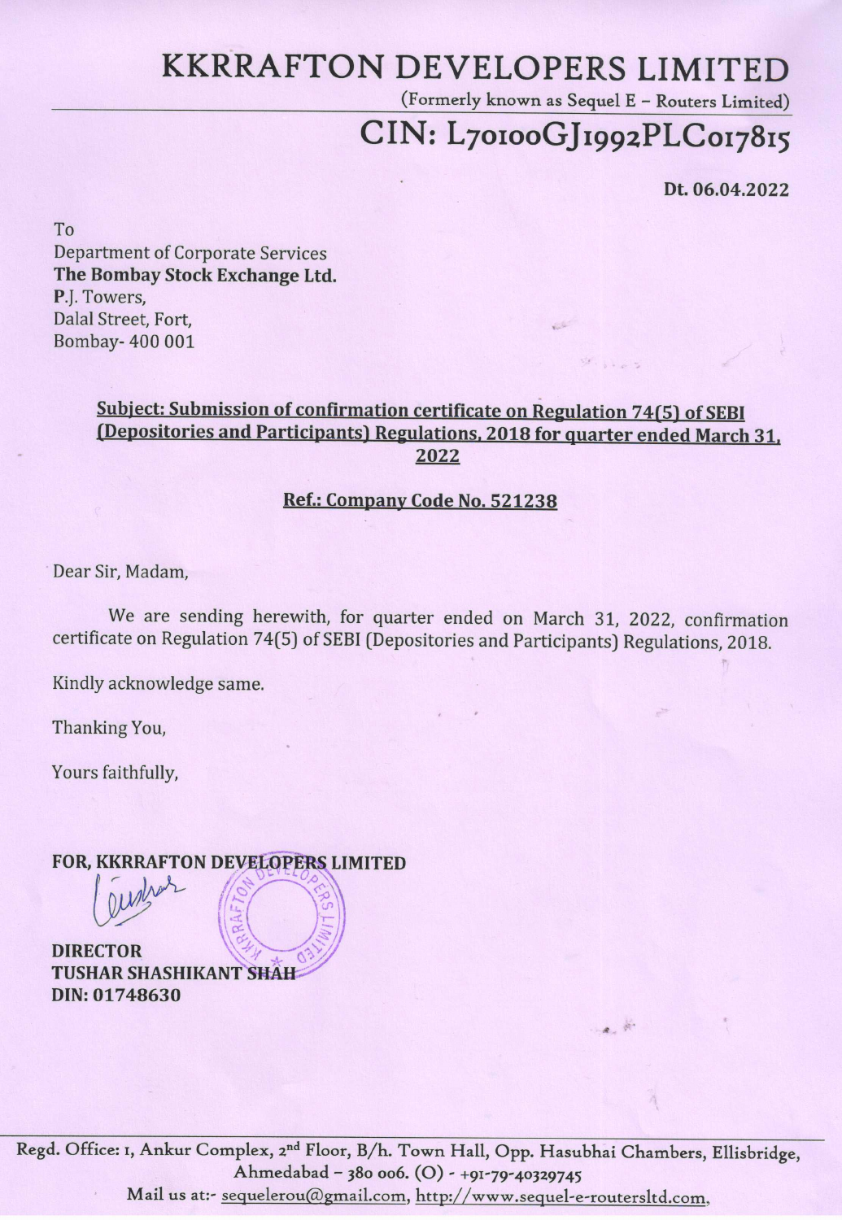# KKRRAFTON DEVELOPERS LIMITED

(Formerly known as Sequel E – Routers Limited)

## CIN: L70100GJ1992PLC017815

**Dt. 06.04.2022**

To
Department of Corporate Services
**The Bombay Stock Exchange Ltd.**
P.J. Towers,
Dalal Street, Fort,
Bombay- 400 001

**Subject: Submission of confirmation certificate on Regulation 74(5) of SEBI (Depositories and Participants) Regulations, 2018 for quarter ended March 31, 2022**

**Ref.: Company Code No. 521238**

Dear Sir, Madam,

We are sending herewith, for quarter ended on March 31, 2022, confirmation certificate on Regulation 74(5) of SEBI (Depositories and Participants) Regulations, 2018.

Kindly acknowledge same.

Thanking You,

Yours faithfully,

**FOR, KKRRAFTON DEVELOPERS LIMITED**

**DIRECTOR**
**TUSHAR SHASHIKANT SHAH**
**DIN: 01748630**

Regd. Office: 1, Ankur Complex, 2nd Floor, B/h. Town Hall, Opp. Hasubhai Chambers, Ellisbridge, Ahmedabad – 380 006. (O) - +91-79-40329745
Mail us at:- sequelerou@gmail.com, http://www.sequel-e-routersltd.com.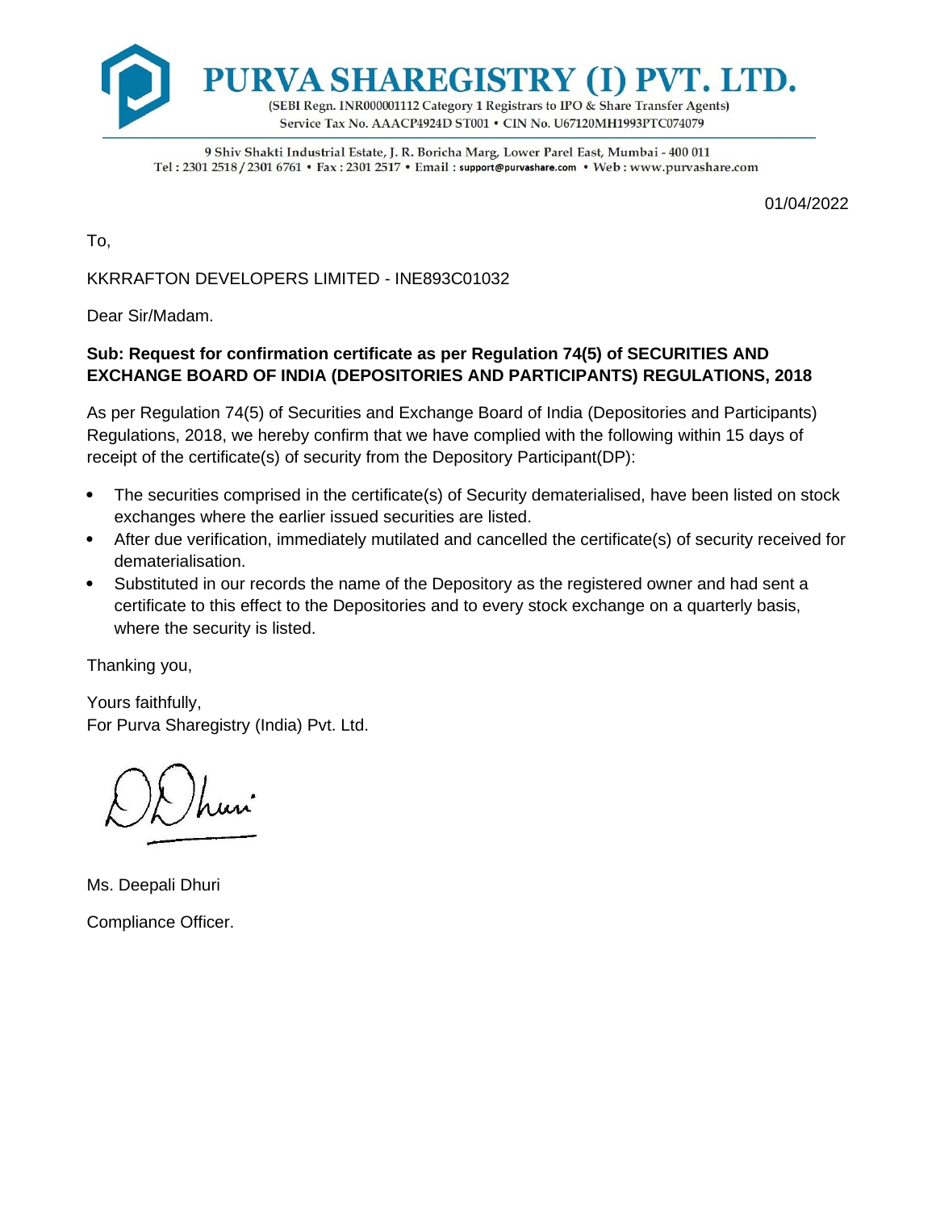# PURVA SHAREGISTRY (I) PVT. LTD.

(SEBI Regn. INR000001112 Category 1 Registrars to IPO & Share Transfer Agents)
Service Tax No. AAACP4924D ST001 • CIN No. U67120MH1993PTC074079

9 Shiv Shakti Industrial Estate, J. R. Boricha Marg, Lower Parel East, Mumbai - 400 011
Tel : 2301 2518 / 2301 6761 • Fax : 2301 2517 • Email : support@purvashare.com • Web : www.purvashare.com

01/04/2022

To,

KKRRAFTON DEVELOPERS LIMITED - INE893C01032

Dear Sir/Madam.

**Sub: Request for confirmation certificate as per Regulation 74(5) of SECURITIES AND EXCHANGE BOARD OF INDIA (DEPOSITORIES AND PARTICIPANTS) REGULATIONS, 2018**

As per Regulation 74(5) of Securities and Exchange Board of India (Depositories and Participants) Regulations, 2018, we hereby confirm that we have complied with the following within 15 days of receipt of the certificate(s) of security from the Depository Participant(DP):

- The securities comprised in the certificate(s) of Security dematerialised, have been listed on stock exchanges where the earlier issued securities are listed.
- After due verification, immediately mutilated and cancelled the certificate(s) of security received for dematerialisation.
- Substituted in our records the name of the Depository as the registered owner and had sent a certificate to this effect to the Depositories and to every stock exchange on a quarterly basis, where the security is listed.

Thanking you,

Yours faithfully,
For Purva Sharegistry (India) Pvt. Ltd.

Ms. Deepali Dhuri

Compliance Officer.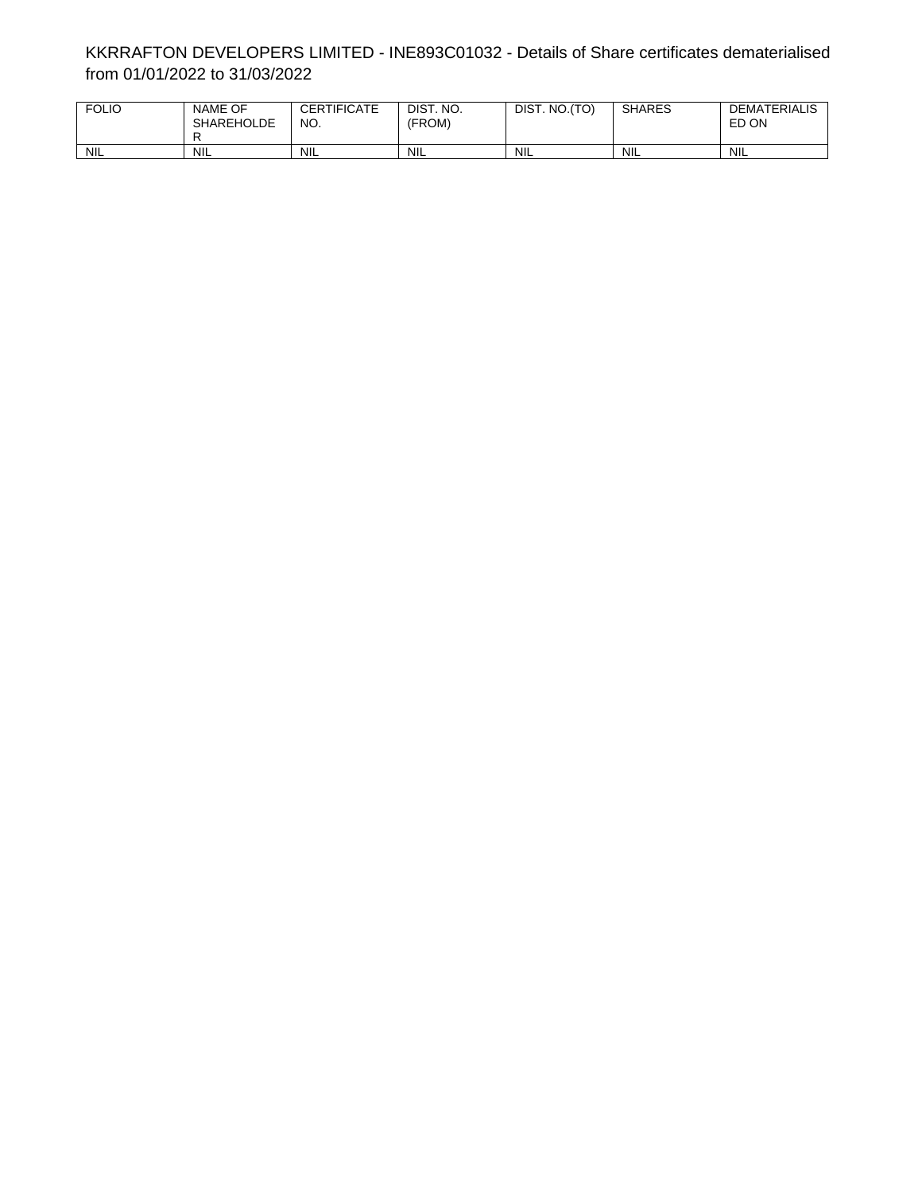KKRRAFTON DEVELOPERS LIMITED - INE893C01032 - Details of Share certificates dematerialised from 01/01/2022 to 31/03/2022

| FOLIO | NAME OF SHAREHOLDER | CERTIFICATE NO. | DIST. NO. (FROM) | DIST. NO.(TO) | SHARES | DEMATERIALISED ON |
|---|---|---|---|---|---|---|
| NIL | NIL | NIL | NIL | NIL | NIL | NIL |